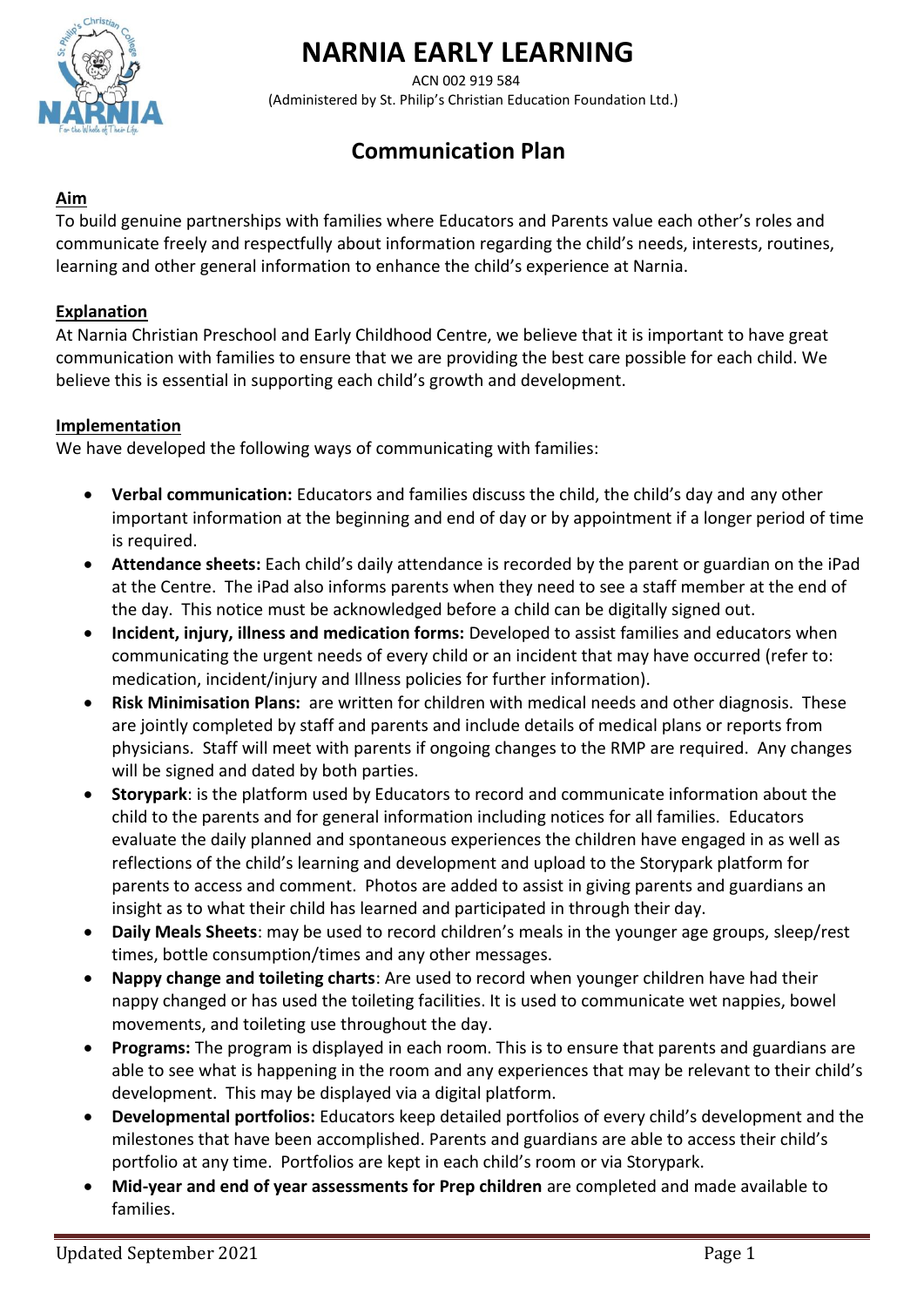# NARNIA EARLY LEARNING

ACN 002 919 584
(Administered by St. Philip's Christian Education Foundation Ltd.)

## Communication Plan

**Aim**

To build genuine partnerships with families where Educators and Parents value each other's roles and communicate freely and respectfully about information regarding the child's needs, interests, routines, learning and other general information to enhance the child's experience at Narnia.

**Explanation**

At Narnia Christian Preschool and Early Childhood Centre, we believe that it is important to have great communication with families to ensure that we are providing the best care possible for each child. We believe this is essential in supporting each child's growth and development.

**Implementation**

We have developed the following ways of communicating with families:

- **Verbal communication:** Educators and families discuss the child, the child's day and any other important information at the beginning and end of day or by appointment if a longer period of time is required.
- **Attendance sheets:** Each child's daily attendance is recorded by the parent or guardian on the iPad at the Centre. The iPad also informs parents when they need to see a staff member at the end of the day. This notice must be acknowledged before a child can be digitally signed out.
- **Incident, injury, illness and medication forms:** Developed to assist families and educators when communicating the urgent needs of every child or an incident that may have occurred (refer to: medication, incident/injury and Illness policies for further information).
- **Risk Minimisation Plans:** are written for children with medical needs and other diagnosis. These are jointly completed by staff and parents and include details of medical plans or reports from physicians. Staff will meet with parents if ongoing changes to the RMP are required. Any changes will be signed and dated by both parties.
- **Storypark**: is the platform used by Educators to record and communicate information about the child to the parents and for general information including notices for all families. Educators evaluate the daily planned and spontaneous experiences the children have engaged in as well as reflections of the child's learning and development and upload to the Storypark platform for parents to access and comment. Photos are added to assist in giving parents and guardians an insight as to what their child has learned and participated in through their day.
- **Daily Meals Sheets**: may be used to record children's meals in the younger age groups, sleep/rest times, bottle consumption/times and any other messages.
- **Nappy change and toileting charts**: Are used to record when younger children have had their nappy changed or has used the toileting facilities. It is used to communicate wet nappies, bowel movements, and toileting use throughout the day.
- **Programs:** The program is displayed in each room. This is to ensure that parents and guardians are able to see what is happening in the room and any experiences that may be relevant to their child's development. This may be displayed via a digital platform.
- **Developmental portfolios:** Educators keep detailed portfolios of every child's development and the milestones that have been accomplished. Parents and guardians are able to access their child's portfolio at any time. Portfolios are kept in each child's room or via Storypark.
- **Mid-year and end of year assessments for Prep children** are completed and made available to families.

Updated September 2021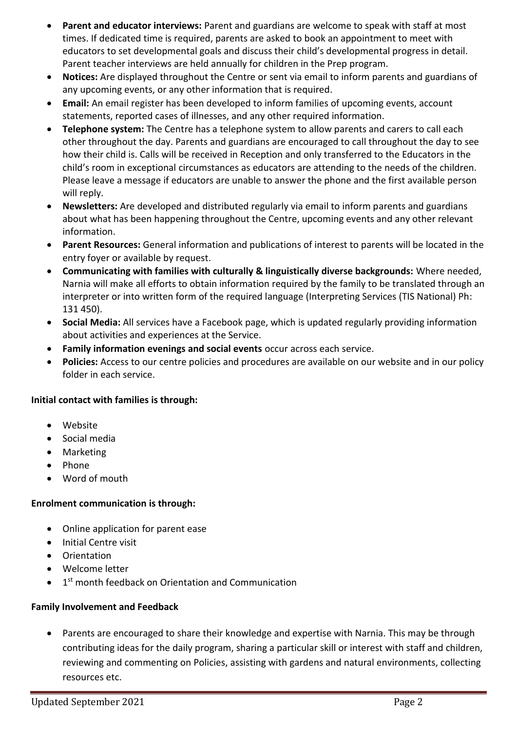- **Parent and educator interviews:** Parent and guardians are welcome to speak with staff at most times. If dedicated time is required, parents are asked to book an appointment to meet with educators to set developmental goals and discuss their child's developmental progress in detail. Parent teacher interviews are held annually for children in the Prep program.
- **Notices:** Are displayed throughout the Centre or sent via email to inform parents and guardians of any upcoming events, or any other information that is required.
- **Email:** An email register has been developed to inform families of upcoming events, account statements, reported cases of illnesses, and any other required information.
- **Telephone system:** The Centre has a telephone system to allow parents and carers to call each other throughout the day. Parents and guardians are encouraged to call throughout the day to see how their child is. Calls will be received in Reception and only transferred to the Educators in the child's room in exceptional circumstances as educators are attending to the needs of the children. Please leave a message if educators are unable to answer the phone and the first available person will reply.
- **Newsletters:** Are developed and distributed regularly via email to inform parents and guardians about what has been happening throughout the Centre, upcoming events and any other relevant information.
- **Parent Resources:** General information and publications of interest to parents will be located in the entry foyer or available by request.
- **Communicating with families with culturally & linguistically diverse backgrounds:** Where needed, Narnia will make all efforts to obtain information required by the family to be translated through an interpreter or into written form of the required language (Interpreting Services (TIS National) Ph: 131 450).
- **Social Media:** All services have a Facebook page, which is updated regularly providing information about activities and experiences at the Service.
- **Family information evenings and social events** occur across each service.
- **Policies:** Access to our centre policies and procedures are available on our website and in our policy folder in each service.

**Initial contact with families is through:**

- Website
- Social media
- Marketing
- Phone
- Word of mouth

**Enrolment communication is through:**

- Online application for parent ease
- Initial Centre visit
- Orientation
- Welcome letter
- 1st month feedback on Orientation and Communication

**Family Involvement and Feedback**

- Parents are encouraged to share their knowledge and expertise with Narnia. This may be through contributing ideas for the daily program, sharing a particular skill or interest with staff and children, reviewing and commenting on Policies, assisting with gardens and natural environments, collecting resources etc.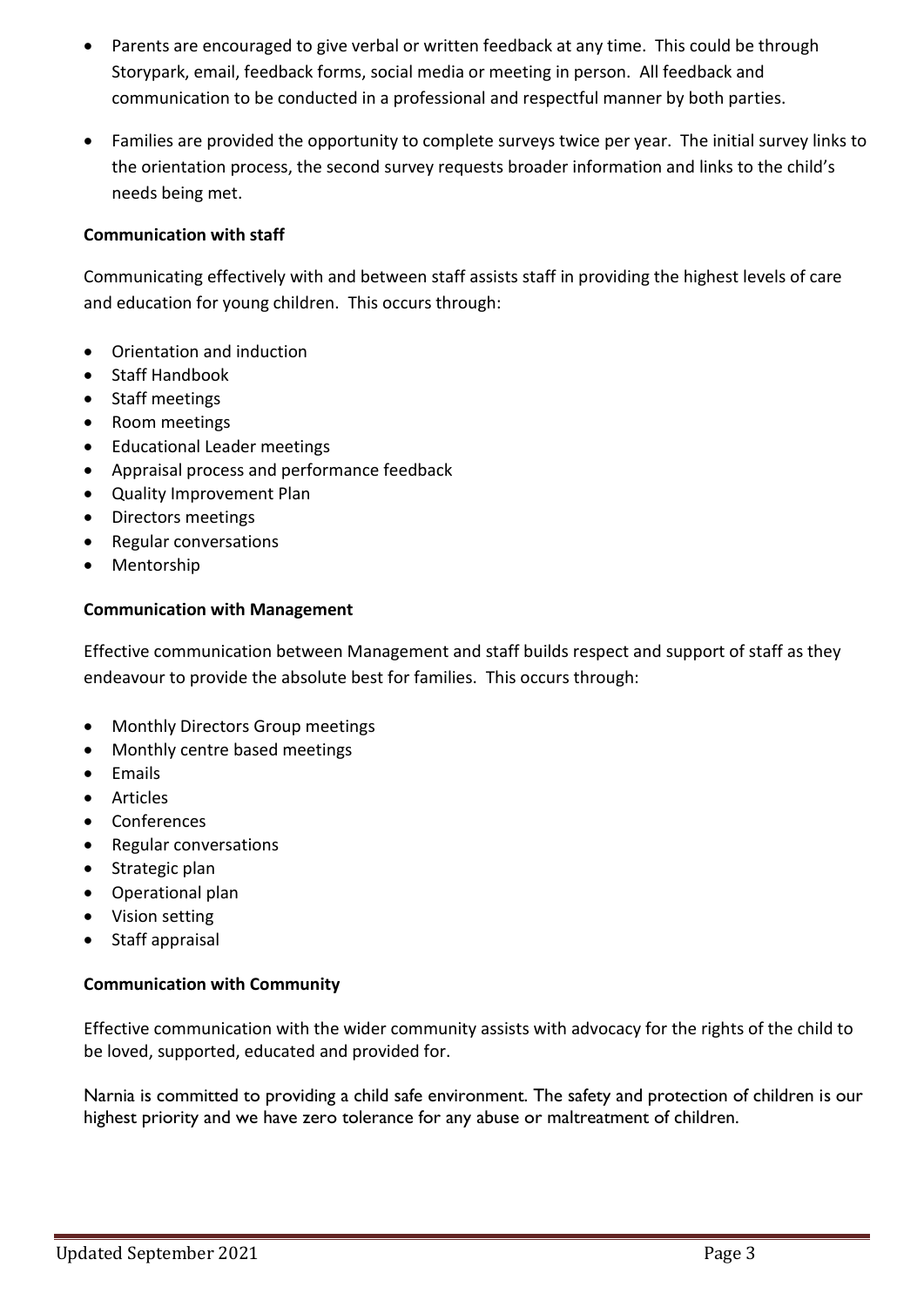- Parents are encouraged to give verbal or written feedback at any time. This could be through Storypark, email, feedback forms, social media or meeting in person. All feedback and communication to be conducted in a professional and respectful manner by both parties.
- Families are provided the opportunity to complete surveys twice per year. The initial survey links to the orientation process, the second survey requests broader information and links to the child's needs being met.

**Communication with staff**

Communicating effectively with and between staff assists staff in providing the highest levels of care and education for young children. This occurs through:

- Orientation and induction
- Staff Handbook
- Staff meetings
- Room meetings
- Educational Leader meetings
- Appraisal process and performance feedback
- Quality Improvement Plan
- Directors meetings
- Regular conversations
- Mentorship

**Communication with Management**

Effective communication between Management and staff builds respect and support of staff as they endeavour to provide the absolute best for families. This occurs through:

- Monthly Directors Group meetings
- Monthly centre based meetings
- Emails
- Articles
- Conferences
- Regular conversations
- Strategic plan
- Operational plan
- Vision setting
- Staff appraisal

**Communication with Community**

Effective communication with the wider community assists with advocacy for the rights of the child to be loved, supported, educated and provided for.

Narnia is committed to providing a child safe environment. The safety and protection of children is our highest priority and we have zero tolerance for any abuse or maltreatment of children.